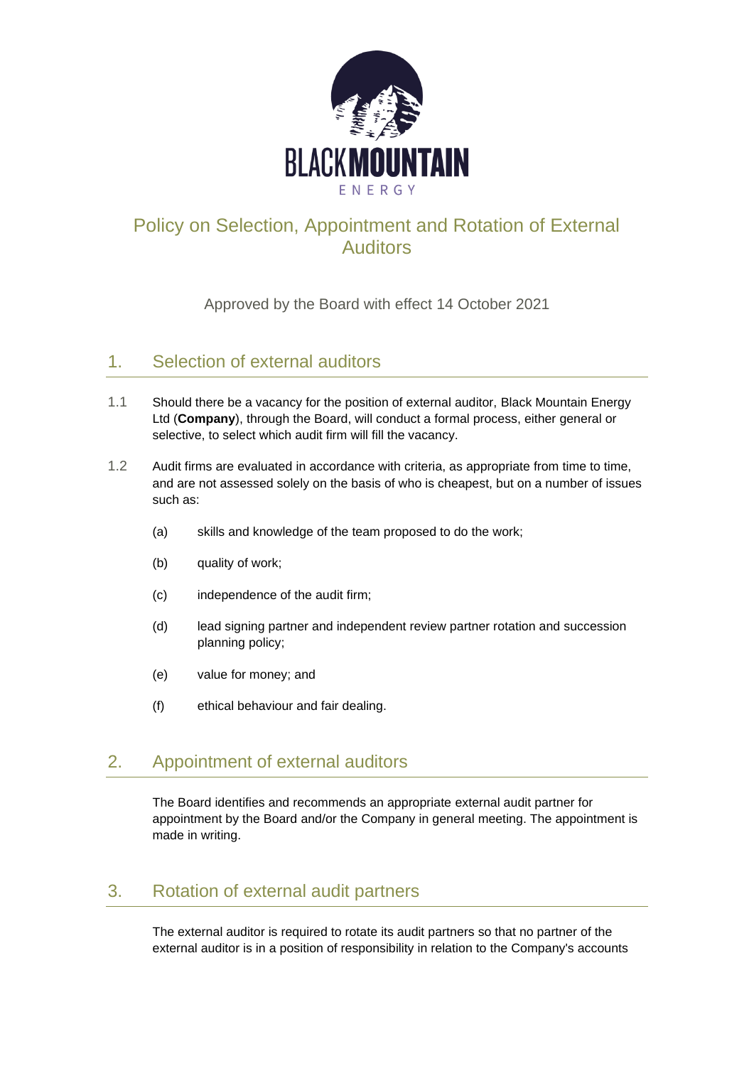# Policy on Selection, Appointment and Rotation of External Auditors

Approved by the Board with effect 14 October 2021

## 1. Selection of external auditors

1.1 Should there be a vacancy for the position of external auditor, Black Mountain Energy Ltd (**Company**), through the Board, will conduct a formal process, either general or selective, to select which audit firm will fill the vacancy.

1.2 Audit firms are evaluated in accordance with criteria, as appropriate from time to time, and are not assessed solely on the basis of who is cheapest, but on a number of issues such as:

(a) skills and knowledge of the team proposed to do the work;

(b) quality of work;

(c) independence of the audit firm;

(d) lead signing partner and independent review partner rotation and succession planning policy;

(e) value for money; and

(f) ethical behaviour and fair dealing.

## 2. Appointment of external auditors

The Board identifies and recommends an appropriate external audit partner for appointment by the Board and/or the Company in general meeting. The appointment is made in writing.

## 3. Rotation of external audit partners

The external auditor is required to rotate its audit partners so that no partner of the external auditor is in a position of responsibility in relation to the Company's accounts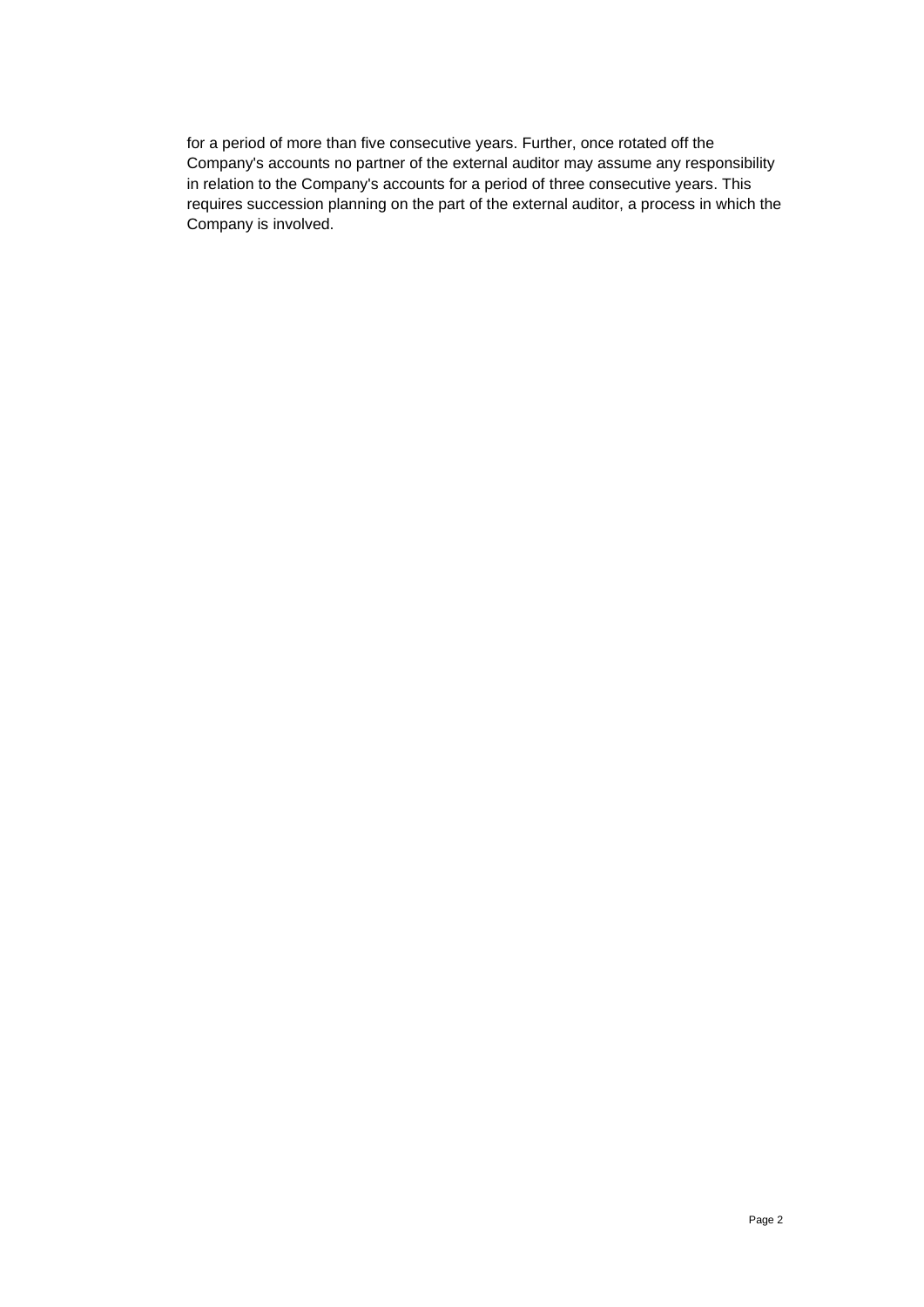for a period of more than five consecutive years. Further, once rotated off the Company's accounts no partner of the external auditor may assume any responsibility in relation to the Company's accounts for a period of three consecutive years. This requires succession planning on the part of the external auditor, a process in which the Company is involved.